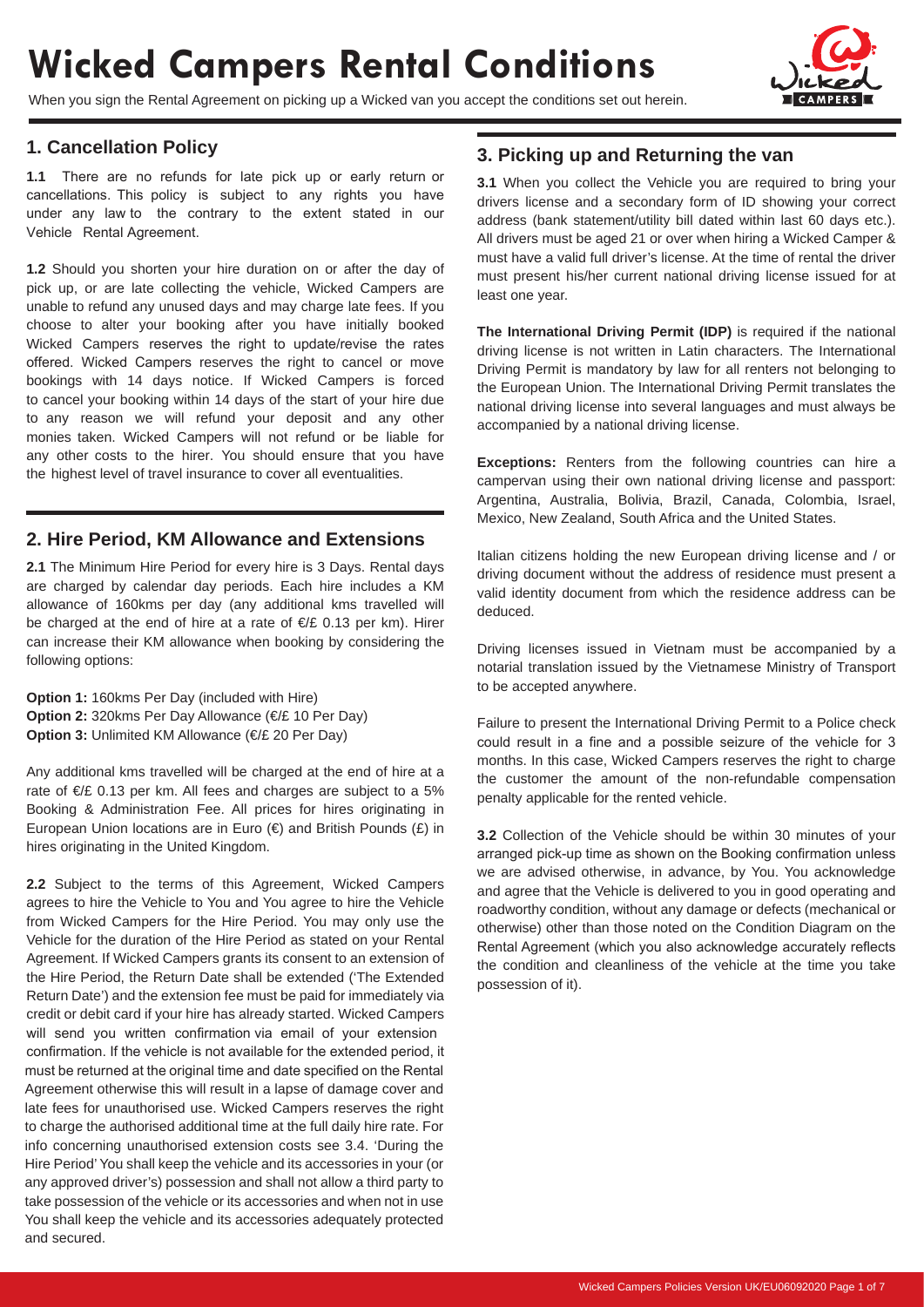# Wicked Campers Rental Conditions

When you sign the Rental Agreement on picking up a Wicked van you accept the conditions set out herein.

## 1. Cancellation Policy

**1.1** There are no refunds for late pick up or early return or cancellations. This policy is subject to any rights you have under any law to the contrary to the extent stated in our Vehicle Rental Agreement.

**1.2** Should you shorten your hire duration on or after the day of pick up, or are late collecting the vehicle, Wicked Campers are unable to refund any unused days and may charge late fees. If you choose to alter your booking after you have initially booked Wicked Campers reserves the right to update/revise the rates offered. Wicked Campers reserves the right to cancel or move bookings with 14 days notice. If Wicked Campers is forced to cancel your booking within 14 days of the start of your hire due to any reason we will refund your deposit and any other monies taken. Wicked Campers will not refund or be liable for any other costs to the hirer. You should ensure that you have the highest level of travel insurance to cover all eventualities.

## 2. Hire Period, KM Allowance and Extensions

**2.1** The Minimum Hire Period for every hire is 3 Days. Rental days are charged by calendar day periods. Each hire includes a KM allowance of 160kms per day (any additional kms travelled will be charged at the end of hire at a rate of €/£ 0.13 per km). Hirer can increase their KM allowance when booking by considering the following options:

**Option 1:** 160kms Per Day (included with Hire)
**Option 2:** 320kms Per Day Allowance (€/£ 10 Per Day)
**Option 3:** Unlimited KM Allowance (€/£ 20 Per Day)

Any additional kms travelled will be charged at the end of hire at a rate of €/£ 0.13 per km. All fees and charges are subject to a 5% Booking & Administration Fee. All prices for hires originating in European Union locations are in Euro (€) and British Pounds (£) in hires originating in the United Kingdom.

**2.2** Subject to the terms of this Agreement, Wicked Campers agrees to hire the Vehicle to You and You agree to hire the Vehicle from Wicked Campers for the Hire Period. You may only use the Vehicle for the duration of the Hire Period as stated on your Rental Agreement. If Wicked Campers grants its consent to an extension of the Hire Period, the Return Date shall be extended ('The Extended Return Date') and the extension fee must be paid for immediately via credit or debit card if your hire has already started. Wicked Campers will send you written confirmation via email of your extension confirmation. If the vehicle is not available for the extended period, it must be returned at the original time and date specified on the Rental Agreement otherwise this will result in a lapse of damage cover and late fees for unauthorised use. Wicked Campers reserves the right to charge the authorised additional time at the full daily hire rate. For info concerning unauthorised extension costs see 3.4. 'During the Hire Period' You shall keep the vehicle and its accessories in your (or any approved driver's) possession and shall not allow a third party to take possession of the vehicle or its accessories and when not in use You shall keep the vehicle and its accessories adequately protected and secured.

## 3. Picking up and Returning the van

**3.1** When you collect the Vehicle you are required to bring your drivers license and a secondary form of ID showing your correct address (bank statement/utility bill dated within last 60 days etc.). All drivers must be aged 21 or over when hiring a Wicked Camper & must have a valid full driver's license. At the time of rental the driver must present his/her current national driving license issued for at least one year.

**The International Driving Permit (IDP)** is required if the national driving license is not written in Latin characters. The International Driving Permit is mandatory by law for all renters not belonging to the European Union. The International Driving Permit translates the national driving license into several languages and must always be accompanied by a national driving license.

**Exceptions:** Renters from the following countries can hire a campervan using their own national driving license and passport: Argentina, Australia, Bolivia, Brazil, Canada, Colombia, Israel, Mexico, New Zealand, South Africa and the United States.

Italian citizens holding the new European driving license and / or driving document without the address of residence must present a valid identity document from which the residence address can be deduced.

Driving licenses issued in Vietnam must be accompanied by a notarial translation issued by the Vietnamese Ministry of Transport to be accepted anywhere.

Failure to present the International Driving Permit to a Police check could result in a fine and a possible seizure of the vehicle for 3 months. In this case, Wicked Campers reserves the right to charge the customer the amount of the non-refundable compensation penalty applicable for the rented vehicle.

**3.2** Collection of the Vehicle should be within 30 minutes of your arranged pick-up time as shown on the Booking confirmation unless we are advised otherwise, in advance, by You. You acknowledge and agree that the Vehicle is delivered to you in good operating and roadworthy condition, without any damage or defects (mechanical or otherwise) other than those noted on the Condition Diagram on the Rental Agreement (which you also acknowledge accurately reflects the condition and cleanliness of the vehicle at the time you take possession of it).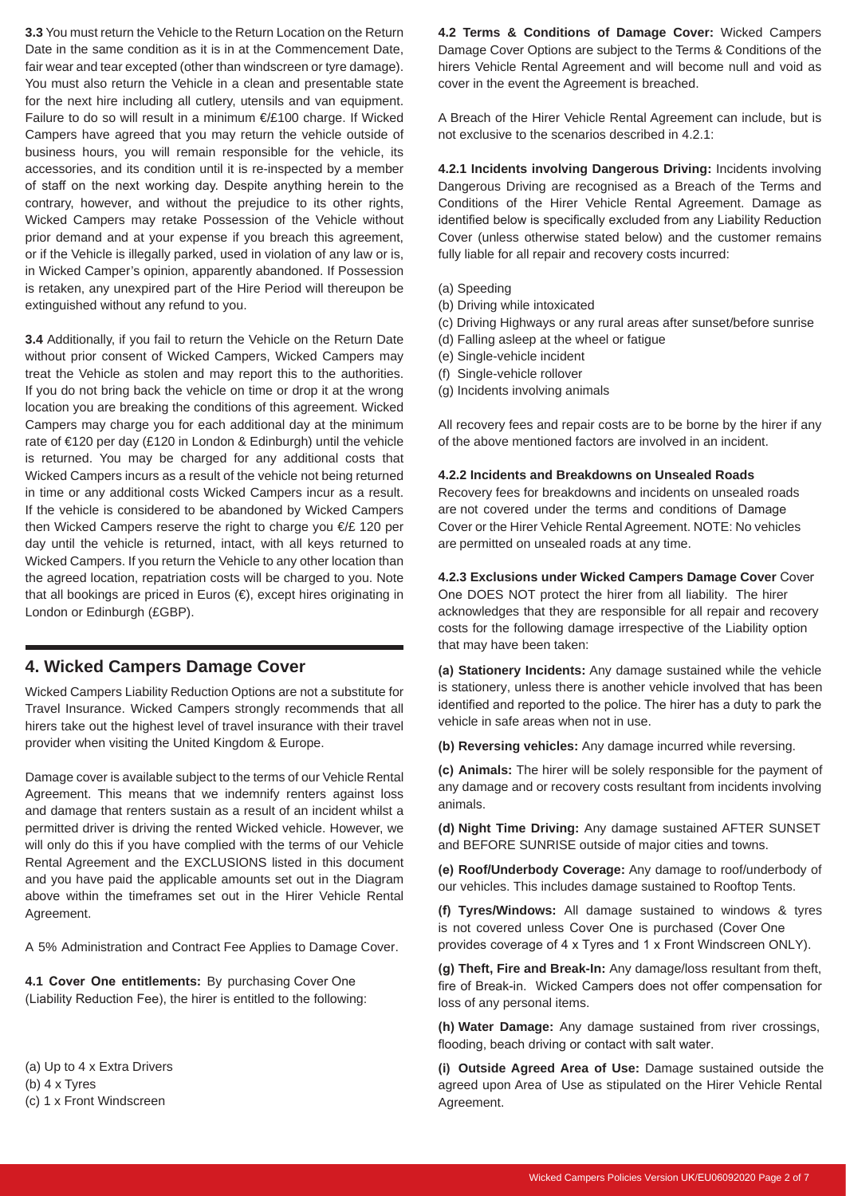**3.3** You must return the Vehicle to the Return Location on the Return Date in the same condition as it is in at the Commencement Date, fair wear and tear excepted (other than windscreen or tyre damage). You must also return the Vehicle in a clean and presentable state for the next hire including all cutlery, utensils and van equipment. Failure to do so will result in a minimum €/£100 charge. If Wicked Campers have agreed that you may return the vehicle outside of business hours, you will remain responsible for the vehicle, its accessories, and its condition until it is re-inspected by a member of staff on the next working day. Despite anything herein to the contrary, however, and without the prejudice to its other rights, Wicked Campers may retake Possession of the Vehicle without prior demand and at your expense if you breach this agreement, or if the Vehicle is illegally parked, used in violation of any law or is, in Wicked Camper's opinion, apparently abandoned. If Possession is retaken, any unexpired part of the Hire Period will thereupon be extinguished without any refund to you.

**3.4** Additionally, if you fail to return the Vehicle on the Return Date without prior consent of Wicked Campers, Wicked Campers may treat the Vehicle as stolen and may report this to the authorities. If you do not bring back the vehicle on time or drop it at the wrong location you are breaking the conditions of this agreement. Wicked Campers may charge you for each additional day at the minimum rate of €120 per day (£120 in London & Edinburgh) until the vehicle is returned. You may be charged for any additional costs that Wicked Campers incurs as a result of the vehicle not being returned in time or any additional costs Wicked Campers incur as a result. If the vehicle is considered to be abandoned by Wicked Campers then Wicked Campers reserve the right to charge you €/£ 120 per day until the vehicle is returned, intact, with all keys returned to Wicked Campers. If you return the Vehicle to any other location than the agreed location, repatriation costs will be charged to you. Note that all bookings are priced in Euros (€), except hires originating in London or Edinburgh (£GBP).

## 4. Wicked Campers Damage Cover

Wicked Campers Liability Reduction Options are not a substitute for Travel Insurance. Wicked Campers strongly recommends that all hirers take out the highest level of travel insurance with their travel provider when visiting the United Kingdom & Europe.

Damage cover is available subject to the terms of our Vehicle Rental Agreement. This means that we indemnify renters against loss and damage that renters sustain as a result of an incident whilst a permitted driver is driving the rented Wicked vehicle. However, we will only do this if you have complied with the terms of our Vehicle Rental Agreement and the EXCLUSIONS listed in this document and you have paid the applicable amounts set out in the Diagram above within the timeframes set out in the Hirer Vehicle Rental Agreement.

A 5% Administration and Contract Fee Applies to Damage Cover.

**4.1 Cover One entitlements:** By purchasing Cover One (Liability Reduction Fee), the hirer is entitled to the following:

(a) Up to 4 x Extra Drivers
(b) 4 x Tyres
(c) 1 x Front Windscreen

**4.2 Terms & Conditions of Damage Cover:** Wicked Campers Damage Cover Options are subject to the Terms & Conditions of the hirers Vehicle Rental Agreement and will become null and void as cover in the event the Agreement is breached.

A Breach of the Hirer Vehicle Rental Agreement can include, but is not exclusive to the scenarios described in 4.2.1:

**4.2.1 Incidents involving Dangerous Driving:** Incidents involving Dangerous Driving are recognised as a Breach of the Terms and Conditions of the Hirer Vehicle Rental Agreement. Damage as identified below is specifically excluded from any Liability Reduction Cover (unless otherwise stated below) and the customer remains fully liable for all repair and recovery costs incurred:

(a) Speeding
(b) Driving while intoxicated
(c) Driving Highways or any rural areas after sunset/before sunrise
(d) Falling asleep at the wheel or fatigue
(e) Single-vehicle incident
(f) Single-vehicle rollover
(g) Incidents involving animals

All recovery fees and repair costs are to be borne by the hirer if any of the above mentioned factors are involved in an incident.

**4.2.2 Incidents and Breakdowns on Unsealed Roads**
Recovery fees for breakdowns and incidents on unsealed roads are not covered under the terms and conditions of Damage Cover or the Hirer Vehicle Rental Agreement. NOTE: No vehicles are permitted on unsealed roads at any time.

**4.2.3 Exclusions under Wicked Campers Damage Cover** Cover One DOES NOT protect the hirer from all liability. The hirer acknowledges that they are responsible for all repair and recovery costs for the following damage irrespective of the Liability option that may have been taken:

**(a) Stationery Incidents:** Any damage sustained while the vehicle is stationery, unless there is another vehicle involved that has been identified and reported to the police. The hirer has a duty to park the vehicle in safe areas when not in use.

**(b) Reversing vehicles:** Any damage incurred while reversing.

**(c) Animals:** The hirer will be solely responsible for the payment of any damage and or recovery costs resultant from incidents involving animals.

**(d) Night Time Driving:** Any damage sustained AFTER SUNSET and BEFORE SUNRISE outside of major cities and towns.

**(e) Roof/Underbody Coverage:** Any damage to roof/underbody of our vehicles. This includes damage sustained to Rooftop Tents.

**(f) Tyres/Windows:** All damage sustained to windows & tyres is not covered unless Cover One is purchased (Cover One provides coverage of 4 x Tyres and 1 x Front Windscreen ONLY).

**(g) Theft, Fire and Break-In:** Any damage/loss resultant from theft, fire of Break-in. Wicked Campers does not offer compensation for loss of any personal items.

**(h) Water Damage:** Any damage sustained from river crossings, flooding, beach driving or contact with salt water.

**(i) Outside Agreed Area of Use:** Damage sustained outside the agreed upon Area of Use as stipulated on the Hirer Vehicle Rental Agreement.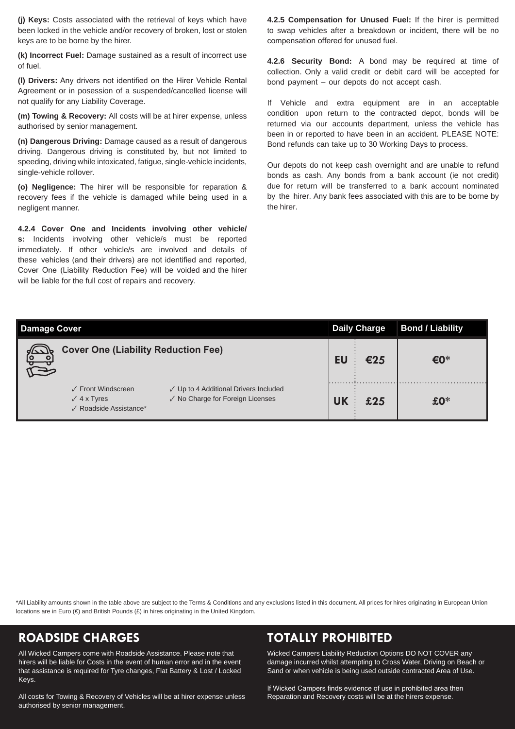**(j) Keys:** Costs associated with the retrieval of keys which have been locked in the vehicle and/or recovery of broken, lost or stolen keys are to be borne by the hirer.

**(k) Incorrect Fuel:** Damage sustained as a result of incorrect use of fuel.

**(l) Drivers:** Any drivers not identified on the Hirer Vehicle Rental Agreement or in posession of a suspended/cancelled license will not qualify for any Liability Coverage.

**(m) Towing & Recovery:** All costs will be at hirer expense, unless authorised by senior management.

**(n) Dangerous Driving:** Damage caused as a result of dangerous driving. Dangerous driving is constituted by, but not limited to speeding, driving while intoxicated, fatigue, single-vehicle incidents, single-vehicle rollover.

**(o) Negligence:** The hirer will be responsible for reparation & recovery fees if the vehicle is damaged while being used in a negligent manner.

**4.2.4 Cover One and Incidents involving other vehicle/s:** Incidents involving other vehicle/s must be reported immediately. If other vehicle/s are involved and details of these vehicles (and their drivers) are not identified and reported, Cover One (Liability Reduction Fee) will be voided and the hirer will be liable for the full cost of repairs and recovery.

**4.2.5 Compensation for Unused Fuel:** If the hirer is permitted to swap vehicles after a breakdown or incident, there will be no compensation offered for unused fuel.

**4.2.6 Security Bond:** A bond may be required at time of collection. Only a valid credit or debit card will be accepted for bond payment – our depots do not accept cash.

If Vehicle and extra equipment are in an acceptable condition upon return to the contracted depot, bonds will be returned via our accounts department, unless the vehicle has been in or reported to have been in an accident. PLEASE NOTE: Bond refunds can take up to 30 Working Days to process.

Our depots do not keep cash overnight and are unable to refund bonds as cash. Any bonds from a bank account (ie not credit) due for return will be transferred to a bank account nominated by the hirer. Any bank fees associated with this are to be borne by the hirer.

| Damage Cover | Daily Charge | | Bond / Liability |
|---|---|---|---|
| **Cover One (Liability Reduction Fee)** | EU | €25 | €0* |
| ✓ Front Windscreen ✓ 4 x Tyres ✓ Roadside Assistance* ✓ Up to 4 Additional Drivers Included ✓ No Charge for Foreign Licenses | UK | £25 | £0* |

*All Liability amounts shown in the table above are subject to the Terms & Conditions and any exclusions listed in this document. All prices for hires originating in European Union locations are in Euro (€) and British Pounds (£) in hires originating in the United Kingdom.

## ROADSIDE CHARGES

All Wicked Campers come with Roadside Assistance. Please note that hirers will be liable for Costs in the event of human error and in the event that assistance is required for Tyre changes, Flat Battery & Lost / Locked Keys.

All costs for Towing & Recovery of Vehicles will be at hirer expense unless authorised by senior management.

## TOTALLY PROHIBITED

Wicked Campers Liability Reduction Options DO NOT COVER any damage incurred whilst attempting to Cross Water, Driving on Beach or Sand or when vehicle is being used outside contracted Area of Use.

If Wicked Campers finds evidence of use in prohibited area then Reparation and Recovery costs will be at the hirers expense.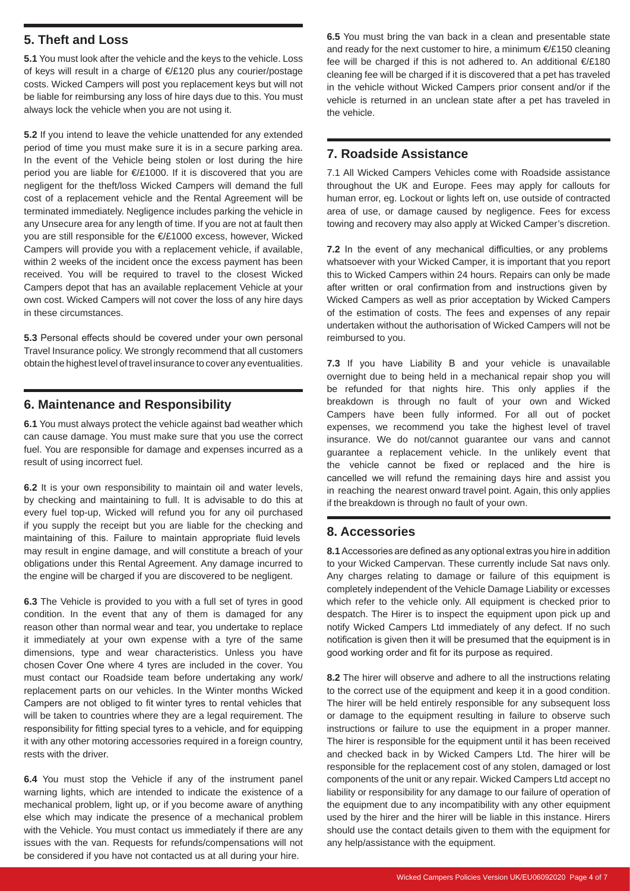## 5. Theft and Loss

**5.1** You must look after the vehicle and the keys to the vehicle. Loss of keys will result in a charge of €/£120 plus any courier/postage costs. Wicked Campers will post you replacement keys but will not be liable for reimbursing any loss of hire days due to this. You must always lock the vehicle when you are not using it.

**5.2** If you intend to leave the vehicle unattended for any extended period of time you must make sure it is in a secure parking area. In the event of the Vehicle being stolen or lost during the hire period you are liable for €/£1000. If it is discovered that you are negligent for the theft/loss Wicked Campers will demand the full cost of a replacement vehicle and the Rental Agreement will be terminated immediately. Negligence includes parking the vehicle in any Unsecure area for any length of time. If you are not at fault then you are still responsible for the €/£1000 excess, however, Wicked Campers will provide you with a replacement vehicle, if available, within 2 weeks of the incident once the excess payment has been received. You will be required to travel to the closest Wicked Campers depot that has an available replacement Vehicle at your own cost. Wicked Campers will not cover the loss of any hire days in these circumstances.

**5.3** Personal effects should be covered under your own personal Travel Insurance policy. We strongly recommend that all customers obtain the highest level of travel insurance to cover any eventualities.

## 6. Maintenance and Responsibility

**6.1** You must always protect the vehicle against bad weather which can cause damage. You must make sure that you use the correct fuel. You are responsible for damage and expenses incurred as a result of using incorrect fuel.

**6.2** It is your own responsibility to maintain oil and water levels, by checking and maintaining to full. It is advisable to do this at every fuel top-up, Wicked will refund you for any oil purchased if you supply the receipt but you are liable for the checking and maintaining of this. Failure to maintain appropriate fluid levels may result in engine damage, and will constitute a breach of your obligations under this Rental Agreement. Any damage incurred to the engine will be charged if you are discovered to be negligent.

**6.3** The Vehicle is provided to you with a full set of tyres in good condition. In the event that any of them is damaged for any reason other than normal wear and tear, you undertake to replace it immediately at your own expense with a tyre of the same dimensions, type and wear characteristics. Unless you have chosen Cover One where 4 tyres are included in the cover. You must contact our Roadside team before undertaking any work/ replacement parts on our vehicles. In the Winter months Wicked Campers are not obliged to fit winter tyres to rental vehicles that will be taken to countries where they are a legal requirement. The responsibility for fitting special tyres to a vehicle, and for equipping it with any other motoring accessories required in a foreign country, rests with the driver.

**6.4** You must stop the Vehicle if any of the instrument panel warning lights, which are intended to indicate the existence of a mechanical problem, light up, or if you become aware of anything else which may indicate the presence of a mechanical problem with the Vehicle. You must contact us immediately if there are any issues with the van. Requests for refunds/compensations will not be considered if you have not contacted us at all during your hire.

**6.5** You must bring the van back in a clean and presentable state and ready for the next customer to hire, a minimum €/£150 cleaning fee will be charged if this is not adhered to. An additional €/£180 cleaning fee will be charged if it is discovered that a pet has traveled in the vehicle without Wicked Campers prior consent and/or if the vehicle is returned in an unclean state after a pet has traveled in the vehicle.

## 7. Roadside Assistance

7.1 All Wicked Campers Vehicles come with Roadside assistance throughout the UK and Europe. Fees may apply for callouts for human error, eg. Lockout or lights left on, use outside of contracted area of use, or damage caused by negligence. Fees for excess towing and recovery may also apply at Wicked Camper's discretion.

**7.2** In the event of any mechanical difficulties, or any problems whatsoever with your Wicked Camper, it is important that you report this to Wicked Campers within 24 hours. Repairs can only be made after written or oral confirmation from and instructions given by Wicked Campers as well as prior acceptation by Wicked Campers of the estimation of costs. The fees and expenses of any repair undertaken without the authorisation of Wicked Campers will not be reimbursed to you.

**7.3** If you have Liability B and your vehicle is unavailable overnight due to being held in a mechanical repair shop you will be refunded for that nights hire. This only applies if the breakdown is through no fault of your own and Wicked Campers have been fully informed. For all out of pocket expenses, we recommend you take the highest level of travel insurance. We do not/cannot guarantee our vans and cannot guarantee a replacement vehicle. In the unlikely event that the vehicle cannot be fixed or replaced and the hire is cancelled we will refund the remaining days hire and assist you in reaching the nearest onward travel point. Again, this only applies if the breakdown is through no fault of your own.

## 8. Accessories

**8.1** Accessories are defined as any optional extras you hire in addition to your Wicked Campervan. These currently include Sat navs only. Any charges relating to damage or failure of this equipment is completely independent of the Vehicle Damage Liability or excesses which refer to the vehicle only. All equipment is checked prior to despatch. The Hirer is to inspect the equipment upon pick up and notify Wicked Campers Ltd immediately of any defect. If no such notification is given then it will be presumed that the equipment is in good working order and fit for its purpose as required.

**8.2** The hirer will observe and adhere to all the instructions relating to the correct use of the equipment and keep it in a good condition. The hirer will be held entirely responsible for any subsequent loss or damage to the equipment resulting in failure to observe such instructions or failure to use the equipment in a proper manner. The hirer is responsible for the equipment until it has been received and checked back in by Wicked Campers Ltd. The hirer will be responsible for the replacement cost of any stolen, damaged or lost components of the unit or any repair. Wicked Campers Ltd accept no liability or responsibility for any damage to our failure of operation of the equipment due to any incompatibility with any other equipment used by the hirer and the hirer will be liable in this instance. Hirers should use the contact details given to them with the equipment for any help/assistance with the equipment.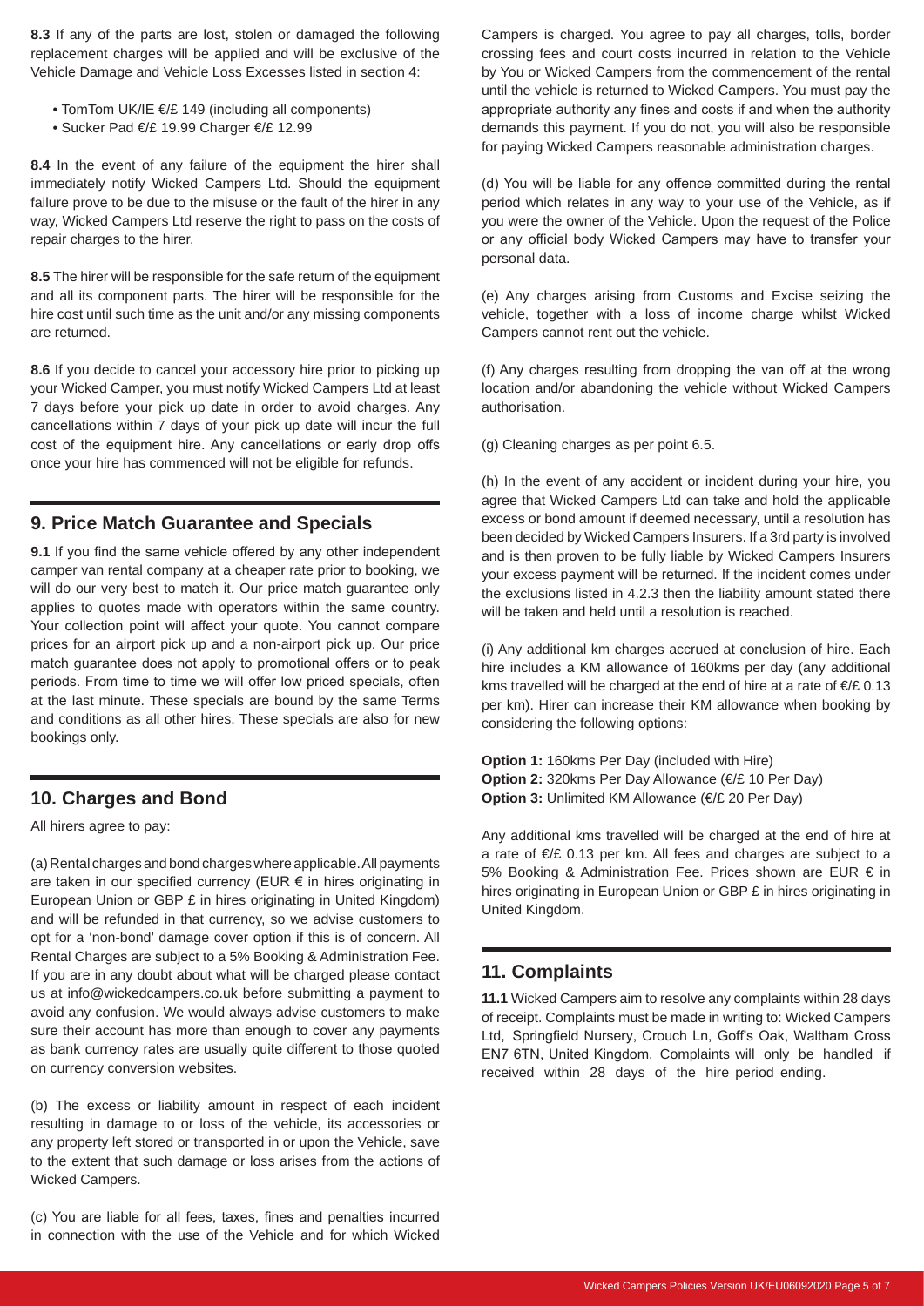**8.3** If any of the parts are lost, stolen or damaged the following replacement charges will be applied and will be exclusive of the Vehicle Damage and Vehicle Loss Excesses listed in section 4:

- TomTom UK/IE €/£ 149 (including all components)
- Sucker Pad €/£ 19.99 Charger €/£ 12.99

**8.4** In the event of any failure of the equipment the hirer shall immediately notify Wicked Campers Ltd. Should the equipment failure prove to be due to the misuse or the fault of the hirer in any way, Wicked Campers Ltd reserve the right to pass on the costs of repair charges to the hirer.

**8.5** The hirer will be responsible for the safe return of the equipment and all its component parts. The hirer will be responsible for the hire cost until such time as the unit and/or any missing components are returned.

**8.6** If you decide to cancel your accessory hire prior to picking up your Wicked Camper, you must notify Wicked Campers Ltd at least 7 days before your pick up date in order to avoid charges. Any cancellations within 7 days of your pick up date will incur the full cost of the equipment hire. Any cancellations or early drop offs once your hire has commenced will not be eligible for refunds.

## 9. Price Match Guarantee and Specials

**9.1** If you find the same vehicle offered by any other independent camper van rental company at a cheaper rate prior to booking, we will do our very best to match it. Our price match guarantee only applies to quotes made with operators within the same country. Your collection point will affect your quote. You cannot compare prices for an airport pick up and a non-airport pick up. Our price match guarantee does not apply to promotional offers or to peak periods. From time to time we will offer low priced specials, often at the last minute. These specials are bound by the same Terms and conditions as all other hires. These specials are also for new bookings only.

## 10. Charges and Bond

All hirers agree to pay:

(a) Rental charges and bond charges where applicable. All payments are taken in our specified currency (EUR € in hires originating in European Union or GBP £ in hires originating in United Kingdom) and will be refunded in that currency, so we advise customers to opt for a 'non-bond' damage cover option if this is of concern. All Rental Charges are subject to a 5% Booking & Administration Fee. If you are in any doubt about what will be charged please contact us at info@wickedcampers.co.uk before submitting a payment to avoid any confusion. We would always advise customers to make sure their account has more than enough to cover any payments as bank currency rates are usually quite different to those quoted on currency conversion websites.

(b) The excess or liability amount in respect of each incident resulting in damage to or loss of the vehicle, its accessories or any property left stored or transported in or upon the Vehicle, save to the extent that such damage or loss arises from the actions of Wicked Campers.

(c) You are liable for all fees, taxes, fines and penalties incurred in connection with the use of the Vehicle and for which Wicked Campers is charged. You agree to pay all charges, tolls, border crossing fees and court costs incurred in relation to the Vehicle by You or Wicked Campers from the commencement of the rental until the vehicle is returned to Wicked Campers. You must pay the appropriate authority any fines and costs if and when the authority demands this payment. If you do not, you will also be responsible for paying Wicked Campers reasonable administration charges.

(d) You will be liable for any offence committed during the rental period which relates in any way to your use of the Vehicle, as if you were the owner of the Vehicle. Upon the request of the Police or any official body Wicked Campers may have to transfer your personal data.

(e) Any charges arising from Customs and Excise seizing the vehicle, together with a loss of income charge whilst Wicked Campers cannot rent out the vehicle.

(f) Any charges resulting from dropping the van off at the wrong location and/or abandoning the vehicle without Wicked Campers authorisation.

(g) Cleaning charges as per point 6.5.

(h) In the event of any accident or incident during your hire, you agree that Wicked Campers Ltd can take and hold the applicable excess or bond amount if deemed necessary, until a resolution has been decided by Wicked Campers Insurers. If a 3rd party is involved and is then proven to be fully liable by Wicked Campers Insurers your excess payment will be returned. If the incident comes under the exclusions listed in 4.2.3 then the liability amount stated there will be taken and held until a resolution is reached.

(i) Any additional km charges accrued at conclusion of hire. Each hire includes a KM allowance of 160kms per day (any additional kms travelled will be charged at the end of hire at a rate of €/£ 0.13 per km). Hirer can increase their KM allowance when booking by considering the following options:

**Option 1:** 160kms Per Day (included with Hire)
**Option 2:** 320kms Per Day Allowance (€/£ 10 Per Day)
**Option 3:** Unlimited KM Allowance (€/£ 20 Per Day)

Any additional kms travelled will be charged at the end of hire at a rate of €/£ 0.13 per km. All fees and charges are subject to a 5% Booking & Administration Fee. Prices shown are EUR € in hires originating in European Union or GBP £ in hires originating in United Kingdom.

## 11. Complaints

**11.1** Wicked Campers aim to resolve any complaints within 28 days of receipt. Complaints must be made in writing to: Wicked Campers Ltd, Springfield Nursery, Crouch Ln, Goff's Oak, Waltham Cross EN7 6TN, United Kingdom. Complaints will only be handled if received within 28 days of the hire period ending.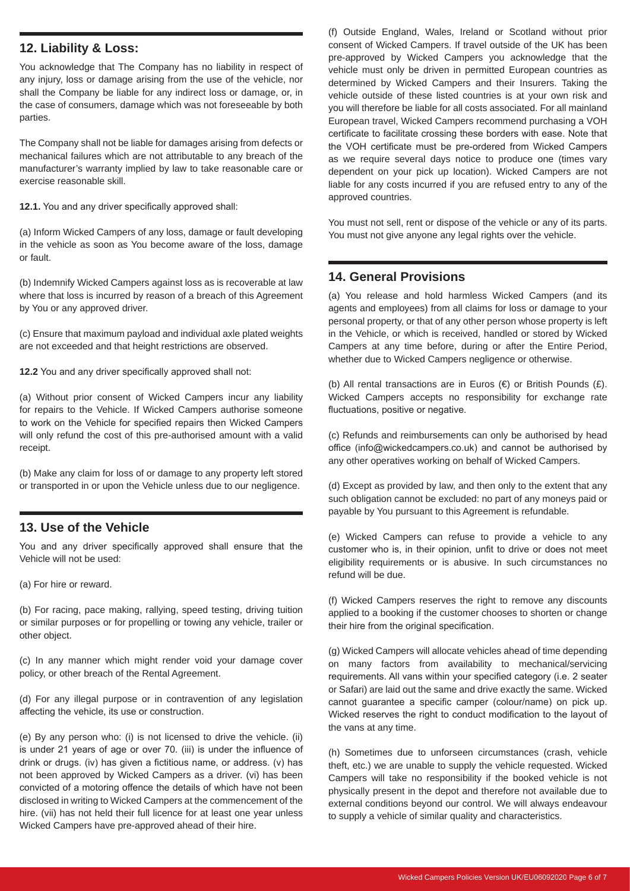## 12. Liability & Loss:

You acknowledge that The Company has no liability in respect of any injury, loss or damage arising from the use of the vehicle, nor shall the Company be liable for any indirect loss or damage, or, in the case of consumers, damage which was not foreseeable by both parties.

The Company shall not be liable for damages arising from defects or mechanical failures which are not attributable to any breach of the manufacturer's warranty implied by law to take reasonable care or exercise reasonable skill.

**12.1.** You and any driver specifically approved shall:

(a) Inform Wicked Campers of any loss, damage or fault developing in the vehicle as soon as You become aware of the loss, damage or fault.

(b) Indemnify Wicked Campers against loss as is recoverable at law where that loss is incurred by reason of a breach of this Agreement by You or any approved driver.

(c) Ensure that maximum payload and individual axle plated weights are not exceeded and that height restrictions are observed.

**12.2** You and any driver specifically approved shall not:

(a) Without prior consent of Wicked Campers incur any liability for repairs to the Vehicle. If Wicked Campers authorise someone to work on the Vehicle for specified repairs then Wicked Campers will only refund the cost of this pre-authorised amount with a valid receipt.

(b) Make any claim for loss of or damage to any property left stored or transported in or upon the Vehicle unless due to our negligence.

## 13. Use of the Vehicle

You and any driver specifically approved shall ensure that the Vehicle will not be used:

(a) For hire or reward.

(b) For racing, pace making, rallying, speed testing, driving tuition or similar purposes or for propelling or towing any vehicle, trailer or other object.

(c) In any manner which might render void your damage cover policy, or other breach of the Rental Agreement.

(d) For any illegal purpose or in contravention of any legislation affecting the vehicle, its use or construction.

(e) By any person who: (i) is not licensed to drive the vehicle. (ii) is under 21 years of age or over 70. (iii) is under the influence of drink or drugs. (iv) has given a fictitious name, or address. (v) has not been approved by Wicked Campers as a driver. (vi) has been convicted of a motoring offence the details of which have not been disclosed in writing to Wicked Campers at the commencement of the hire. (vii) has not held their full licence for at least one year unless Wicked Campers have pre-approved ahead of their hire.

(f) Outside England, Wales, Ireland or Scotland without prior consent of Wicked Campers. If travel outside of the UK has been pre-approved by Wicked Campers you acknowledge that the vehicle must only be driven in permitted European countries as determined by Wicked Campers and their Insurers. Taking the vehicle outside of these listed countries is at your own risk and you will therefore be liable for all costs associated. For all mainland European travel, Wicked Campers recommend purchasing a VOH certificate to facilitate crossing these borders with ease. Note that the VOH certificate must be pre-ordered from Wicked Campers as we require several days notice to produce one (times vary dependent on your pick up location). Wicked Campers are not liable for any costs incurred if you are refused entry to any of the approved countries.

You must not sell, rent or dispose of the vehicle or any of its parts. You must not give anyone any legal rights over the vehicle.

## 14. General Provisions

(a) You release and hold harmless Wicked Campers (and its agents and employees) from all claims for loss or damage to your personal property, or that of any other person whose property is left in the Vehicle, or which is received, handled or stored by Wicked Campers at any time before, during or after the Entire Period, whether due to Wicked Campers negligence or otherwise.

(b) All rental transactions are in Euros (€) or British Pounds (£). Wicked Campers accepts no responsibility for exchange rate fluctuations, positive or negative.

(c) Refunds and reimbursements can only be authorised by head office (info@wickedcampers.co.uk) and cannot be authorised by any other operatives working on behalf of Wicked Campers.

(d) Except as provided by law, and then only to the extent that any such obligation cannot be excluded: no part of any moneys paid or payable by You pursuant to this Agreement is refundable.

(e) Wicked Campers can refuse to provide a vehicle to any customer who is, in their opinion, unfit to drive or does not meet eligibility requirements or is abusive. In such circumstances no refund will be due.

(f) Wicked Campers reserves the right to remove any discounts applied to a booking if the customer chooses to shorten or change their hire from the original specification.

(g) Wicked Campers will allocate vehicles ahead of time depending on many factors from availability to mechanical/servicing requirements. All vans within your specified category (i.e. 2 seater or Safari) are laid out the same and drive exactly the same. Wicked cannot guarantee a specific camper (colour/name) on pick up. Wicked reserves the right to conduct modification to the layout of the vans at any time.

(h) Sometimes due to unforseen circumstances (crash, vehicle theft, etc.) we are unable to supply the vehicle requested. Wicked Campers will take no responsibility if the booked vehicle is not physically present in the depot and therefore not available due to external conditions beyond our control. We will always endeavour to supply a vehicle of similar quality and characteristics.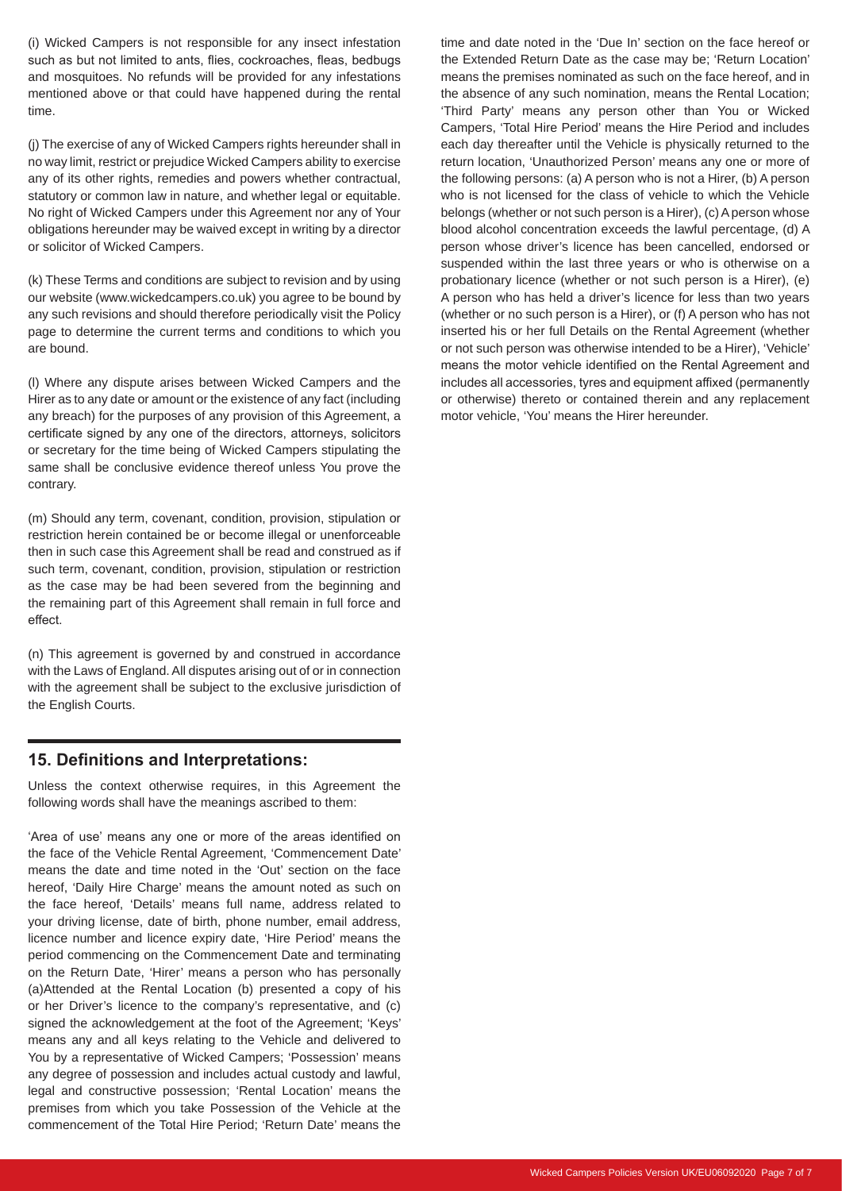(i) Wicked Campers is not responsible for any insect infestation such as but not limited to ants, flies, cockroaches, fleas, bedbugs and mosquitoes. No refunds will be provided for any infestations mentioned above or that could have happened during the rental time.

(j) The exercise of any of Wicked Campers rights hereunder shall in no way limit, restrict or prejudice Wicked Campers ability to exercise any of its other rights, remedies and powers whether contractual, statutory or common law in nature, and whether legal or equitable. No right of Wicked Campers under this Agreement nor any of Your obligations hereunder may be waived except in writing by a director or solicitor of Wicked Campers.

(k) These Terms and conditions are subject to revision and by using our website (www.wickedcampers.co.uk) you agree to be bound by any such revisions and should therefore periodically visit the Policy page to determine the current terms and conditions to which you are bound.

(l) Where any dispute arises between Wicked Campers and the Hirer as to any date or amount or the existence of any fact (including any breach) for the purposes of any provision of this Agreement, a certificate signed by any one of the directors, attorneys, solicitors or secretary for the time being of Wicked Campers stipulating the same shall be conclusive evidence thereof unless You prove the contrary.

(m) Should any term, covenant, condition, provision, stipulation or restriction herein contained be or become illegal or unenforceable then in such case this Agreement shall be read and construed as if such term, covenant, condition, provision, stipulation or restriction as the case may be had been severed from the beginning and the remaining part of this Agreement shall remain in full force and effect.

(n) This agreement is governed by and construed in accordance with the Laws of England. All disputes arising out of or in connection with the agreement shall be subject to the exclusive jurisdiction of the English Courts.

## 15. Definitions and Interpretations:

Unless the context otherwise requires, in this Agreement the following words shall have the meanings ascribed to them:

'Area of use' means any one or more of the areas identified on the face of the Vehicle Rental Agreement, 'Commencement Date' means the date and time noted in the 'Out' section on the face hereof, 'Daily Hire Charge' means the amount noted as such on the face hereof, 'Details' means full name, address related to your driving license, date of birth, phone number, email address, licence number and licence expiry date, 'Hire Period' means the period commencing on the Commencement Date and terminating on the Return Date, 'Hirer' means a person who has personally (a)Attended at the Rental Location (b) presented a copy of his or her Driver's licence to the company's representative, and (c) signed the acknowledgement at the foot of the Agreement; 'Keys' means any and all keys relating to the Vehicle and delivered to You by a representative of Wicked Campers; 'Possession' means any degree of possession and includes actual custody and lawful, legal and constructive possession; 'Rental Location' means the premises from which you take Possession of the Vehicle at the commencement of the Total Hire Period; 'Return Date' means the time and date noted in the 'Due In' section on the face hereof or the Extended Return Date as the case may be; 'Return Location' means the premises nominated as such on the face hereof, and in the absence of any such nomination, means the Rental Location; 'Third Party' means any person other than You or Wicked Campers, 'Total Hire Period' means the Hire Period and includes each day thereafter until the Vehicle is physically returned to the return location, 'Unauthorized Person' means any one or more of the following persons: (a) A person who is not a Hirer, (b) A person who is not licensed for the class of vehicle to which the Vehicle belongs (whether or not such person is a Hirer), (c) A person whose blood alcohol concentration exceeds the lawful percentage, (d) A person whose driver's licence has been cancelled, endorsed or suspended within the last three years or who is otherwise on a probationary licence (whether or not such person is a Hirer), (e) A person who has held a driver's licence for less than two years (whether or no such person is a Hirer), or (f) A person who has not inserted his or her full Details on the Rental Agreement (whether or not such person was otherwise intended to be a Hirer), 'Vehicle' means the motor vehicle identified on the Rental Agreement and includes all accessories, tyres and equipment affixed (permanently or otherwise) thereto or contained therein and any replacement motor vehicle, 'You' means the Hirer hereunder.